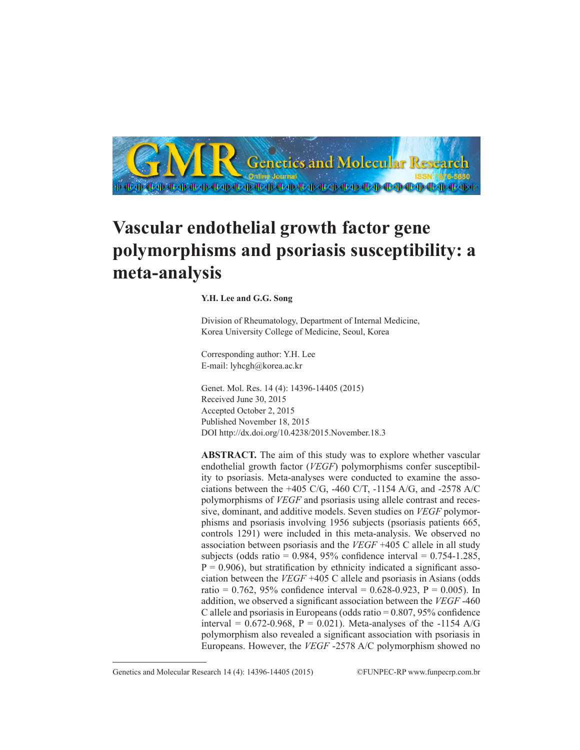# Vascular endothelial growth factor gene polymorphisms and psoriasis susceptibility: a meta-analysis

**Y.H. Lee and G.G. Song**

Division of Rheumatology, Department of Internal Medicine, Korea University College of Medicine, Seoul, Korea

Corresponding author: Y.H. Lee
E-mail: lyhcgh@korea.ac.kr

Genet. Mol. Res. 14 (4): 14396-14405 (2015)
Received June 30, 2015
Accepted October 2, 2015
Published November 18, 2015
DOI http://dx.doi.org/10.4238/2015.November.18.3

**ABSTRACT.** The aim of this study was to explore whether vascular endothelial growth factor (*VEGF*) polymorphisms confer susceptibility to psoriasis. Meta-analyses were conducted to examine the associations between the +405 C/G, -460 C/T, -1154 A/G, and -2578 A/C polymorphisms of *VEGF* and psoriasis using allele contrast and recessive, dominant, and additive models. Seven studies on *VEGF* polymorphisms and psoriasis involving 1956 subjects (psoriasis patients 665, controls 1291) were included in this meta-analysis. We observed no association between psoriasis and the *VEGF* +405 C allele in all study subjects (odds ratio = 0.984, 95% confidence interval = 0.754-1.285, P = 0.906), but stratification by ethnicity indicated a significant association between the *VEGF* +405 C allele and psoriasis in Asians (odds ratio = 0.762, 95% confidence interval = 0.628-0.923, P = 0.005). In addition, we observed a significant association between the *VEGF* -460 C allele and psoriasis in Europeans (odds ratio = 0.807, 95% confidence interval = 0.672-0.968, P = 0.021). Meta-analyses of the -1154 A/G polymorphism also revealed a significant association with psoriasis in Europeans. However, the *VEGF* -2578 A/C polymorphism showed no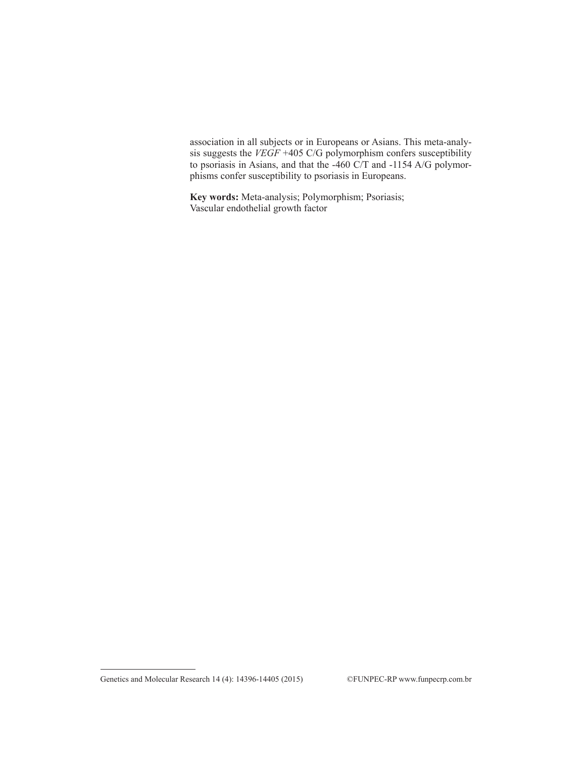association in all subjects or in Europeans or Asians. This meta-analysis suggests the *VEGF* +405 C/G polymorphism confers susceptibility to psoriasis in Asians, and that the -460 C/T and -1154 A/G polymorphisms confer susceptibility to psoriasis in Europeans.

**Key words:** Meta-analysis; Polymorphism; Psoriasis; Vascular endothelial growth factor